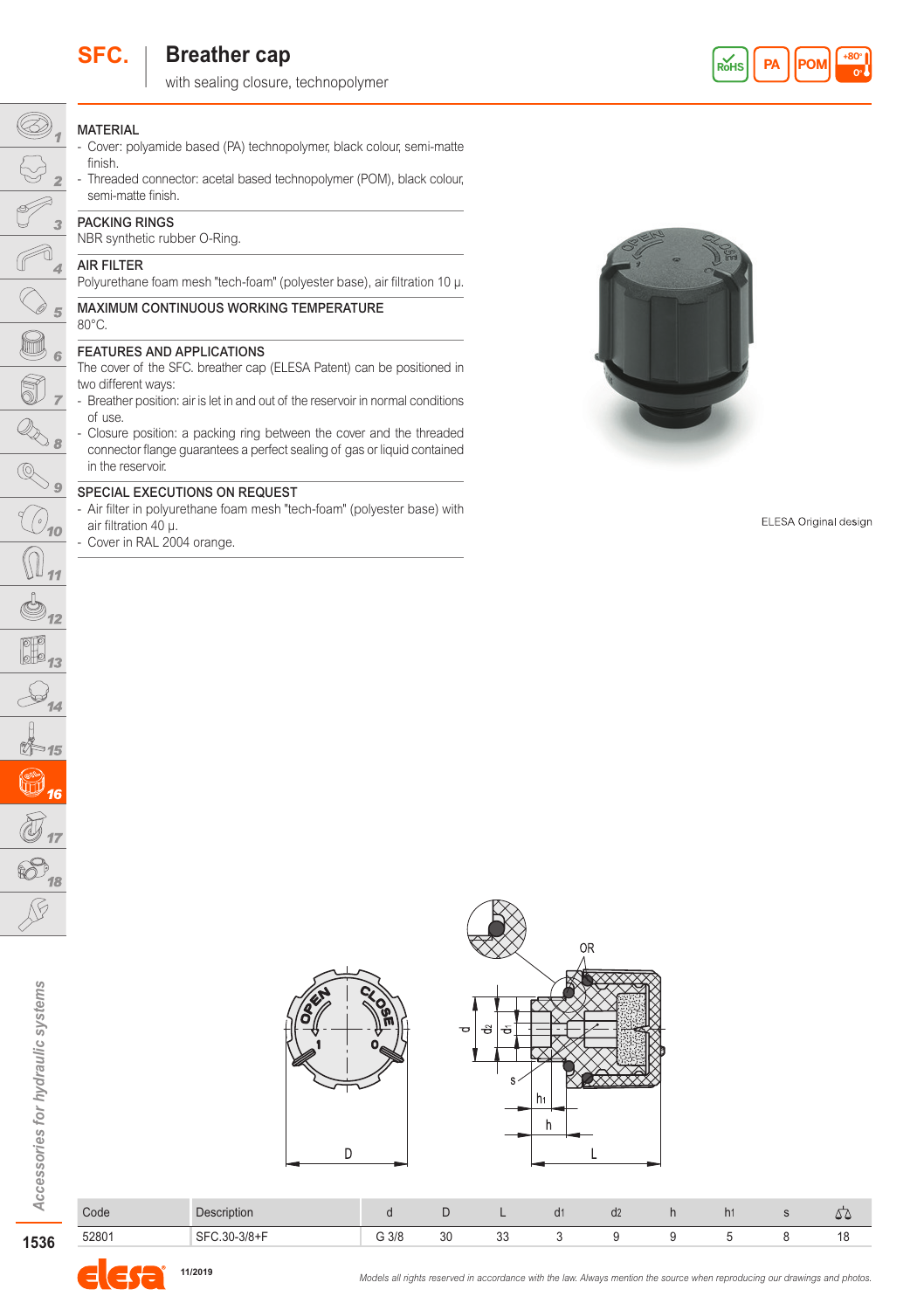# SFC. Breather cap

with sealing closure, technopolymer

RoHS | PA | POM | +80° 0°

## MATERIAL

- Cover: polyamide based (PA) technopolymer, black colour, semi-matte finish.
- Threaded connector: acetal based technopolymer (POM), black colour, semi-matte finish.

## PACKING RINGS

NBR synthetic rubber O-Ring.

## AIR FILTER

Polyurethane foam mesh "tech-foam" (polyester base), air filtration 10 μ.

## MAXIMUM CONTINUOUS WORKING TEMPERATURE

80°C.

## FEATURES AND APPLICATIONS

The cover of the SFC. breather cap (ELESA Patent) can be positioned in two different ways:

- Breather position: air is let in and out of the reservoir in normal conditions of use.
- Closure position: a packing ring between the cover and the threaded connector flange guarantees a perfect sealing of gas or liquid contained in the reservoir.

## SPECIAL EXECUTIONS ON REQUEST

- Air filter in polyurethane foam mesh "tech-foam" (polyester base) with air filtration 40 μ.
- Cover in RAL 2004 orange.

ELESA Original design

| Code | Description | d | D | L | $d_1$ | $d_2$ | h | $h_1$ | s | ⚖ |
|---|---|---|---|---|---|---|---|---|---|---|
| 52801 | SFC.30-3/8+F | G 3/8 | 30 | 33 | 3 | 9 | 9 | 5 | 8 | 18 |

Models all rights reserved in accordance with the law. Always mention the source when reproducing our drawings and photos.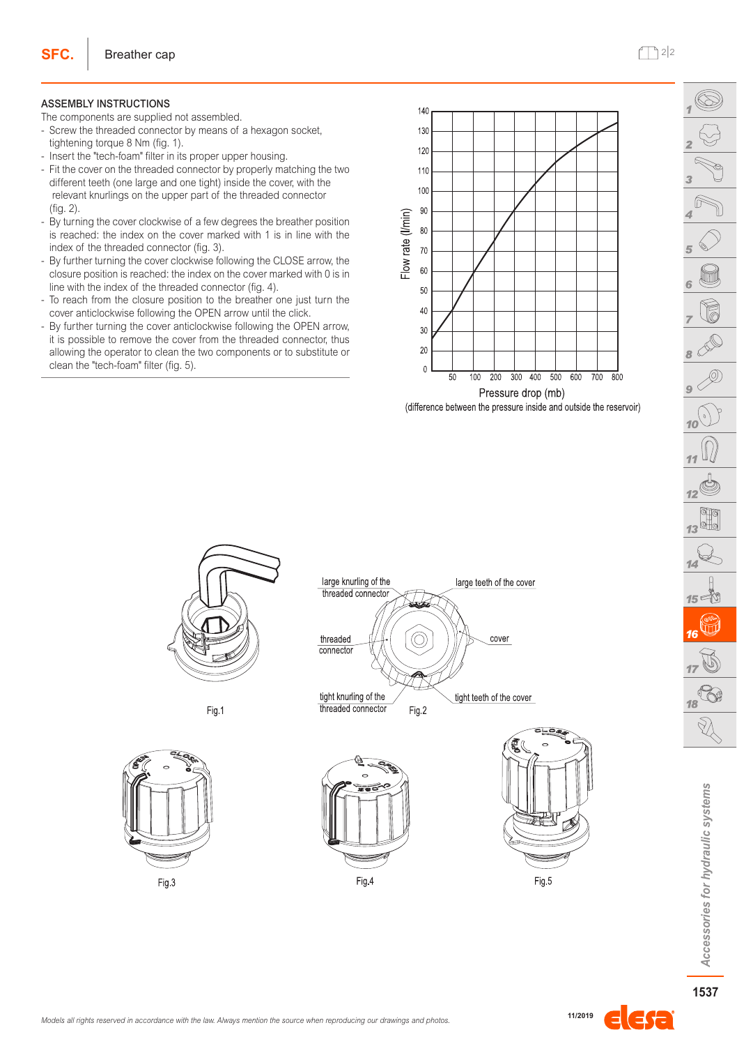## ASSEMBLY INSTRUCTIONS

The components are supplied not assembled.

- Screw the threaded connector by means of a hexagon socket, tightening torque 8 Nm (fig. 1).
- Insert the "tech-foam" filter in its proper upper housing.
- Fit the cover on the threaded connector by properly matching the two different teeth (one large and one tight) inside the cover, with the relevant knurlings on the upper part of the threaded connector (fig. 2).
- By turning the cover clockwise of a few degrees the breather position is reached: the index on the cover marked with 1 is in line with the index of the threaded connector (fig. 3).
- By further turning the cover clockwise following the CLOSE arrow, the closure position is reached: the index on the cover marked with 0 is in line with the index of the threaded connector (fig. 4).
- To reach from the closure position to the breather one just turn the cover anticlockwise following the OPEN arrow until the click.
- By further turning the cover anticlockwise following the OPEN arrow, it is possible to remove the cover from the threaded connector, thus allowing the operator to clean the two components or to substitute or clean the "tech-foam" filter (fig. 5).

Flow rate (l/min)

0 20 30 40 50 60 70 80 90 100 110 120 130 140

Pressure drop (mb)

50 100 200 300 400 500 600 700 800

(difference between the pressure inside and outside the reservoir)

Fig.1

large knurling of the threaded connector

large teeth of the cover

threaded connector

cover

tight knurling of the threaded connector

tight teeth of the cover

Fig.2

Fig.3

Fig.4

Fig.5

*Models all rights reserved in accordance with the law. Always mention the source when reproducing our drawings and photos.*